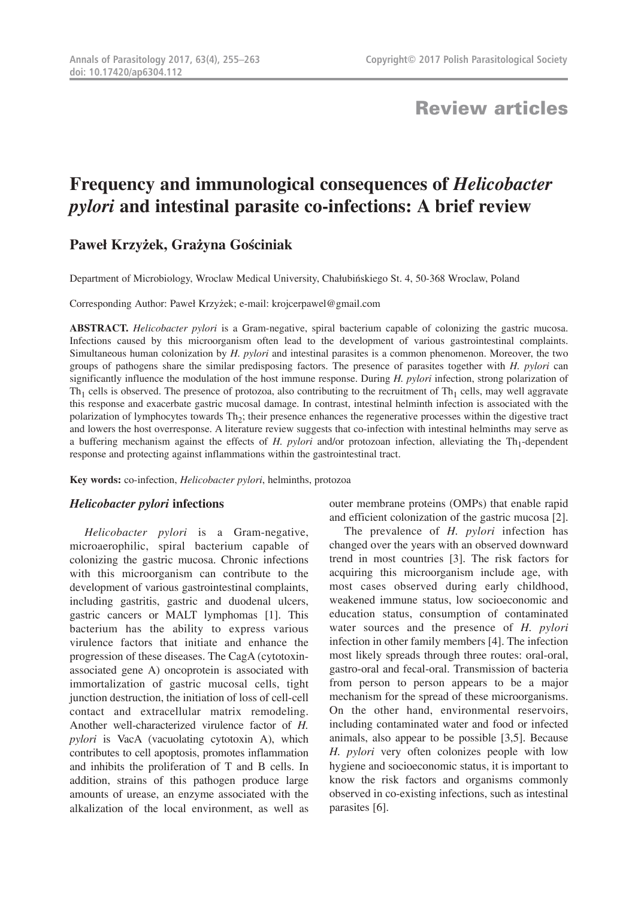# Review articles

# Frequency and immunological consequences of *Helicobacter pylori* and intestinal parasite co-infections: A brief review

**Paweł Krzyżek, Grażyna Gościniak**

Department of Microbiology, Wroclaw Medical University, Chałubińskiego St. 4, 50-368 Wroclaw, Poland

Corresponding Author: Paweł Krzyżek; e-mail: krojcerpawel@gmail.com

**ABSTRACT.** *Helicobacter pylori* is a Gram-negative, spiral bacterium capable of colonizing the gastric mucosa. Infections caused by this microorganism often lead to the development of various gastrointestinal complaints. Simultaneous human colonization by *H. pylori* and intestinal parasites is a common phenomenon. Moreover, the two groups of pathogens share the similar predisposing factors. The presence of parasites together with *H. pylori* can significantly influence the modulation of the host immune response. During *H. pylori* infection, strong polarization of $Th_1$ cells is observed. The presence of protozoa, also contributing to the recruitment of $Th_1$ cells, may well aggravate this response and exacerbate gastric mucosal damage. In contrast, intestinal helminth infection is associated with the polarization of lymphocytes towards $Th_2$; their presence enhances the regenerative processes within the digestive tract and lowers the host overresponse. A literature review suggests that co-infection with intestinal helminths may serve as a buffering mechanism against the effects of *H. pylori* and/or protozoan infection, alleviating the $Th_1$-dependent response and protecting against inflammations within the gastrointestinal tract.

**Key words:** co-infection, *Helicobacter pylori*, helminths, protozoa

## *Helicobacter pylori* infections

*Helicobacter pylori* is a Gram-negative, microaerophilic, spiral bacterium capable of colonizing the gastric mucosa. Chronic infections with this microorganism can contribute to the development of various gastrointestinal complaints, including gastritis, gastric and duodenal ulcers, gastric cancers or MALT lymphomas [1]. This bacterium has the ability to express various virulence factors that initiate and enhance the progression of these diseases. The CagA (cytotoxin-associated gene A) oncoprotein is associated with immortalization of gastric mucosal cells, tight junction destruction, the initiation of loss of cell-cell contact and extracellular matrix remodeling. Another well-characterized virulence factor of *H. pylori* is VacA (vacuolating cytotoxin A), which contributes to cell apoptosis, promotes inflammation and inhibits the proliferation of T and B cells. In addition, strains of this pathogen produce large amounts of urease, an enzyme associated with the alkalization of the local environment, as well as outer membrane proteins (OMPs) that enable rapid and efficient colonization of the gastric mucosa [2].

The prevalence of *H. pylori* infection has changed over the years with an observed downward trend in most countries [3]. The risk factors for acquiring this microorganism include age, with most cases observed during early childhood, weakened immune status, low socioeconomic and education status, consumption of contaminated water sources and the presence of *H. pylori* infection in other family members [4]. The infection most likely spreads through three routes: oral-oral, gastro-oral and fecal-oral. Transmission of bacteria from person to person appears to be a major mechanism for the spread of these microorganisms. On the other hand, environmental reservoirs, including contaminated water and food or infected animals, also appear to be possible [3,5]. Because *H. pylori* very often colonizes people with low hygiene and socioeconomic status, it is important to know the risk factors and organisms commonly observed in co-existing infections, such as intestinal parasites [6].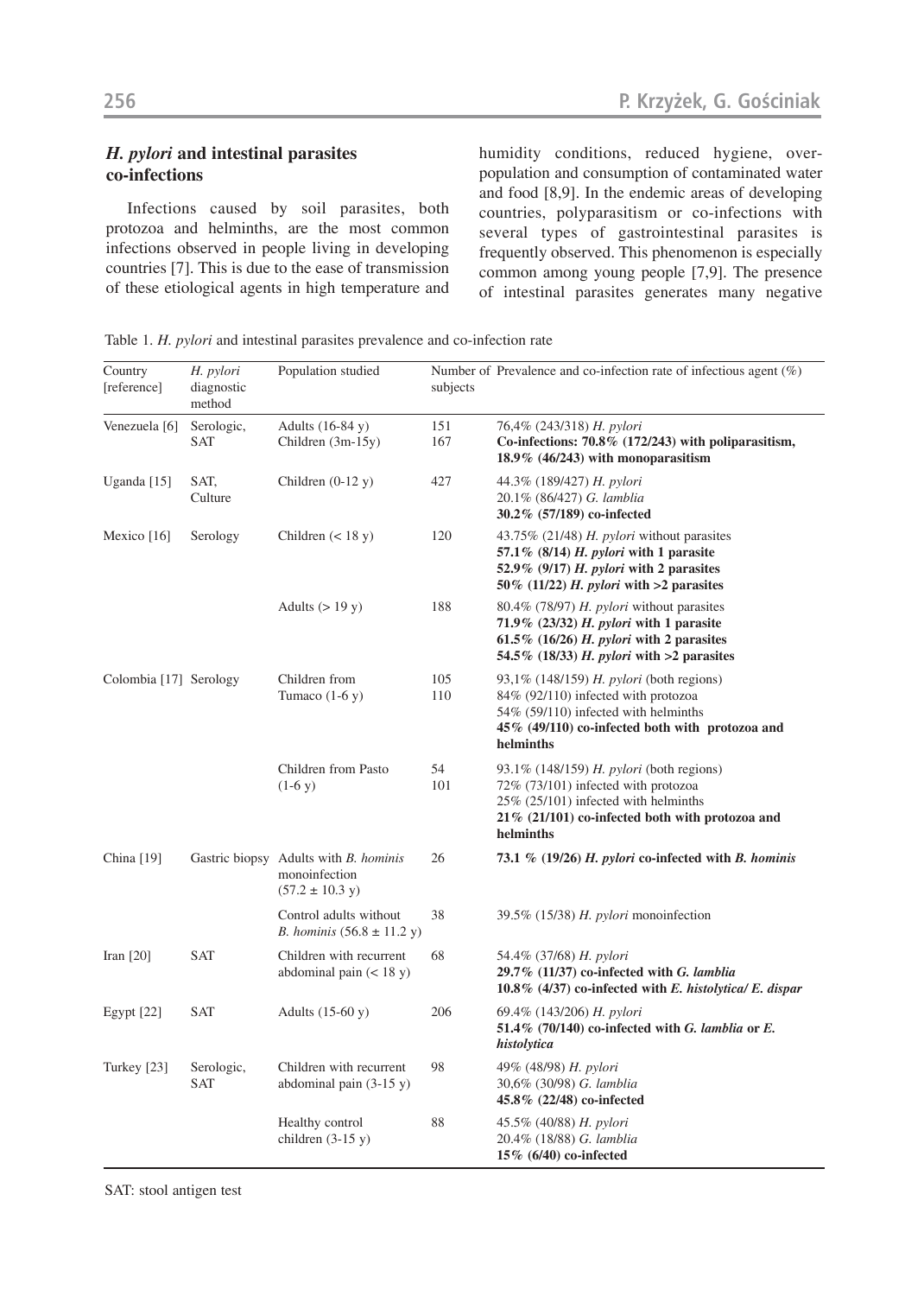### *H. pylori* and intestinal parasites co-infections

Infections caused by soil parasites, both protozoa and helminths, are the most common infections observed in people living in developing countries [7]. This is due to the ease of transmission of these etiological agents in high temperature and humidity conditions, reduced hygiene, overpopulation and consumption of contaminated water and food [8,9]. In the endemic areas of developing countries, polyparasitism or co-infections with several types of gastrointestinal parasites is frequently observed. This phenomenon is especially common among young people [7,9]. The presence of intestinal parasites generates many negative

Table 1. *H. pylori* and intestinal parasites prevalence and co-infection rate

| Country [reference] | *H. pylori* diagnostic method | Population studied | Number of subjects | Prevalence and co-infection rate of infectious agent (%) |
|---|---|---|---|---|
| Venezuela [6] | Serologic, SAT | Adults (16-84 y)<br>Children (3m-15y) | 151<br>167 | 76,4% (243/318) *H. pylori*<br>**Co-infections: 70.8% (172/243) with poliparasitism, 18.9% (46/243) with monoparasitism** |
| Uganda [15] | SAT, Culture | Children (0-12 y) | 427 | 44.3% (189/427) *H. pylori*<br>20.1% (86/427) *G. lamblia*<br>**30.2% (57/189) co-infected** |
| Mexico [16] | Serology | Children (< 18 y) | 120 | 43.75% (21/48) *H. pylori* without parasites<br>**57.1% (8/14) *H. pylori* with 1 parasite**<br>**52.9% (9/17) *H. pylori* with 2 parasites**<br>**50% (11/22) *H. pylori* with >2 parasites** |
| | | Adults (> 19 y) | 188 | 80.4% (78/97) *H. pylori* without parasites<br>**71.9% (23/32) *H. pylori* with 1 parasite**<br>**61.5% (16/26) *H. pylori* with 2 parasites**<br>**54.5% (18/33) *H. pylori* with >2 parasites** |
| Colombia [17] | Serology | Children from Tumaco (1-6 y) | 105<br>110 | 93,1% (148/159) *H. pylori* (both regions)<br>84% (92/110) infected with protozoa<br>54% (59/110) infected with helminths<br>**45% (49/110) co-infected both with protozoa and helminths** |
| | | Children from Pasto (1-6 y) | 54<br>101 | 93.1% (148/159) *H. pylori* (both regions)<br>72% (73/101) infected with protozoa<br>25% (25/101) infected with helminths<br>**21% (21/101) co-infected both with protozoa and helminths** |
| China [19] | Gastric biopsy | Adults with *B. hominis* monoinfection (57.2 ± 10.3 y) | 26 | **73.1 % (19/26) *H. pylori* co-infected with *B. hominis*** |
| | | Control adults without *B. hominis* (56.8 ± 11.2 y) | 38 | 39.5% (15/38) *H. pylori* monoinfection |
| Iran [20] | SAT | Children with recurrent abdominal pain (< 18 y) | 68 | 54.4% (37/68) *H. pylori*<br>**29.7% (11/37) co-infected with *G. lamblia***<br>**10.8% (4/37) co-infected with *E. histolytica/ E. dispar*** |
| Egypt [22] | SAT | Adults (15-60 y) | 206 | 69.4% (143/206) *H. pylori*<br>**51.4% (70/140) co-infected with *G. lamblia* or *E. histolytica*** |
| Turkey [23] | Serologic, SAT | Children with recurrent abdominal pain (3-15 y) | 98 | 49% (48/98) *H. pylori*<br>30,6% (30/98) *G. lamblia*<br>**45.8% (22/48) co-infected** |
| | | Healthy control children (3-15 y) | 88 | 45.5% (40/88) *H. pylori*<br>20.4% (18/88) *G. lamblia*<br>**15% (6/40) co-infected** |

SAT: stool antigen test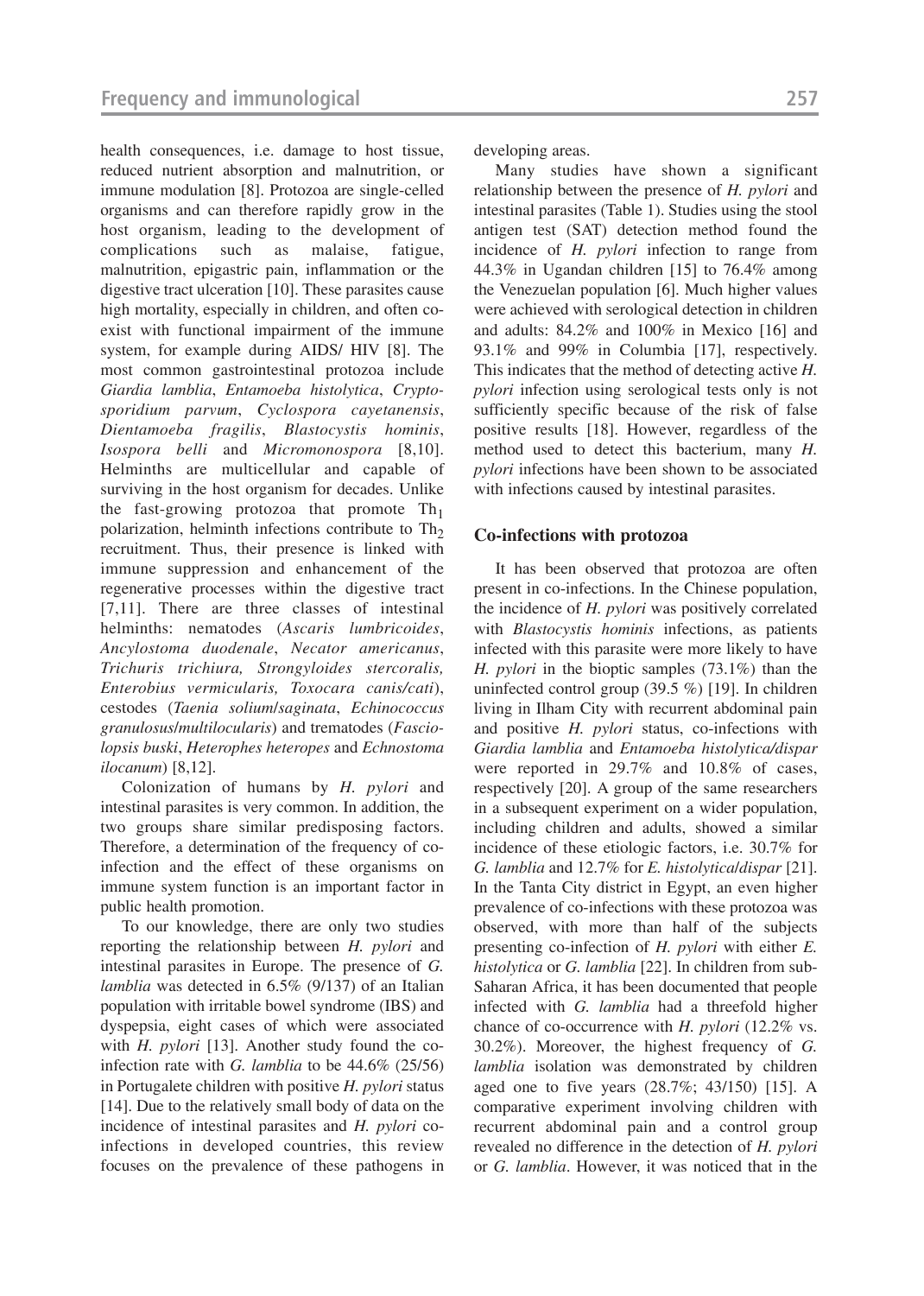health consequences, i.e. damage to host tissue, reduced nutrient absorption and malnutrition, or immune modulation [8]. Protozoa are single-celled organisms and can therefore rapidly grow in the host organism, leading to the development of complications such as malaise, fatigue, malnutrition, epigastric pain, inflammation or the digestive tract ulceration [10]. These parasites cause high mortality, especially in children, and often co-exist with functional impairment of the immune system, for example during AIDS/ HIV [8]. The most common gastrointestinal protozoa include *Giardia lamblia*, *Entamoeba histolytica*, *Cryptosporidium parvum*, *Cyclospora cayetanensis*, *Dientamoeba fragilis*, *Blastocystis hominis*, *Isospora belli* and *Micromonospora* [8,10]. Helminths are multicellular and capable of surviving in the host organism for decades. Unlike the fast-growing protozoa that promote $Th_1$ polarization, helminth infections contribute to $Th_2$ recruitment. Thus, their presence is linked with immune suppression and enhancement of the regenerative processes within the digestive tract [7,11]. There are three classes of intestinal helminths: nematodes (*Ascaris lumbricoides*, *Ancylostoma duodenale*, *Necator americanus*, *Trichuris trichiura, Strongyloides stercoralis, Enterobius vermicularis, Toxocara canis/cati*), cestodes (*Taenia solium/saginata*, *Echinococcus granulosus/multilocularis*) and trematodes (*Fasciolopsis buski*, *Heterophes heteropes* and *Echnostoma ilocanum*) [8,12].

Colonization of humans by *H. pylori* and intestinal parasites is very common. In addition, the two groups share similar predisposing factors. Therefore, a determination of the frequency of co-infection and the effect of these organisms on immune system function is an important factor in public health promotion.

To our knowledge, there are only two studies reporting the relationship between *H. pylori* and intestinal parasites in Europe. The presence of *G. lamblia* was detected in 6.5% (9/137) of an Italian population with irritable bowel syndrome (IBS) and dyspepsia, eight cases of which were associated with *H. pylori* [13]. Another study found the co-infection rate with *G. lamblia* to be 44.6% (25/56) in Portugalete children with positive *H. pylori* status [14]. Due to the relatively small body of data on the incidence of intestinal parasites and *H. pylori* co-infections in developed countries, this review focuses on the prevalence of these pathogens in developing areas.

Many studies have shown a significant relationship between the presence of *H. pylori* and intestinal parasites (Table 1). Studies using the stool antigen test (SAT) detection method found the incidence of *H. pylori* infection to range from 44.3% in Ugandan children [15] to 76.4% among the Venezuelan population [6]. Much higher values were achieved with serological detection in children and adults: 84.2% and 100% in Mexico [16] and 93.1% and 99% in Columbia [17], respectively. This indicates that the method of detecting active *H. pylori* infection using serological tests only is not sufficiently specific because of the risk of false positive results [18]. However, regardless of the method used to detect this bacterium, many *H. pylori* infections have been shown to be associated with infections caused by intestinal parasites.

## Co-infections with protozoa

It has been observed that protozoa are often present in co-infections. In the Chinese population, the incidence of *H. pylori* was positively correlated with *Blastocystis hominis* infections, as patients infected with this parasite were more likely to have *H. pylori* in the bioptic samples (73.1%) than the uninfected control group (39.5 %) [19]. In children living in Ilham City with recurrent abdominal pain and positive *H. pylori* status, co-infections with *Giardia lamblia* and *Entamoeba histolytica/dispar* were reported in 29.7% and 10.8% of cases, respectively [20]. A group of the same researchers in a subsequent experiment on a wider population, including children and adults, showed a similar incidence of these etiologic factors, i.e. 30.7% for *G. lamblia* and 12.7% for *E. histolytica/dispar* [21]. In the Tanta City district in Egypt, an even higher prevalence of co-infections with these protozoa was observed, with more than half of the subjects presenting co-infection of *H. pylori* with either *E. histolytica* or *G. lamblia* [22]. In children from sub-Saharan Africa, it has been documented that people infected with *G. lamblia* had a threefold higher chance of co-occurrence with *H. pylori* (12.2% vs. 30.2%). Moreover, the highest frequency of *G. lamblia* isolation was demonstrated by children aged one to five years (28.7%; 43/150) [15]. A comparative experiment involving children with recurrent abdominal pain and a control group revealed no difference in the detection of *H. pylori* or *G. lamblia*. However, it was noticed that in the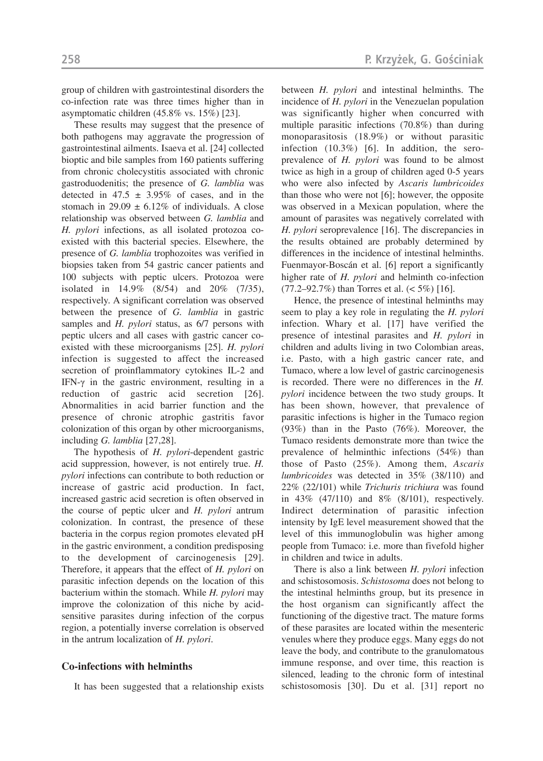group of children with gastrointestinal disorders the co-infection rate was three times higher than in asymptomatic children (45.8% vs. 15%) [23].

These results may suggest that the presence of both pathogens may aggravate the progression of gastrointestinal ailments. Isaeva et al. [24] collected bioptic and bile samples from 160 patients suffering from chronic cholecystitis associated with chronic gastroduodenitis; the presence of *G. lamblia* was detected in $47.5 \pm 3.95\%$ of cases, and in the stomach in $29.09 \pm 6.12\%$ of individuals. A close relationship was observed between *G. lamblia* and *H. pylori* infections, as all isolated protozoa co-existed with this bacterial species. Elsewhere, the presence of *G. lamblia* trophozoites was verified in biopsies taken from 54 gastric cancer patients and 100 subjects with peptic ulcers. Protozoa were isolated in 14.9% (8/54) and 20% (7/35), respectively. A significant correlation was observed between the presence of *G. lamblia* in gastric samples and *H. pylori* status, as 6/7 persons with peptic ulcers and all cases with gastric cancer co-existed with these microorganisms [25]. *H. pylori* infection is suggested to affect the increased secretion of proinflammatory cytokines IL-2 and IFN-γ in the gastric environment, resulting in a reduction of gastric acid secretion [26]. Abnormalities in acid barrier function and the presence of chronic atrophic gastritis favor colonization of this organ by other microorganisms, including *G. lamblia* [27,28].

The hypothesis of *H. pylori*-dependent gastric acid suppression, however, is not entirely true. *H. pylori* infections can contribute to both reduction or increase of gastric acid production. In fact, increased gastric acid secretion is often observed in the course of peptic ulcer and *H. pylori* antrum colonization. In contrast, the presence of these bacteria in the corpus region promotes elevated pH in the gastric environment, a condition predisposing to the development of carcinogenesis [29]. Therefore, it appears that the effect of *H. pylori* on parasitic infection depends on the location of this bacterium within the stomach. While *H. pylori* may improve the colonization of this niche by acid-sensitive parasites during infection of the corpus region, a potentially inverse correlation is observed in the antrum localization of *H. pylori*.

## Co-infections with helminths

It has been suggested that a relationship exists between *H. pylori* and intestinal helminths. The incidence of *H. pylori* in the Venezuelan population was significantly higher when concurred with multiple parasitic infections (70.8%) than during monoparasitosis (18.9%) or without parasitic infection (10.3%) [6]. In addition, the sero-prevalence of *H. pylori* was found to be almost twice as high in a group of children aged 0-5 years who were also infected by *Ascaris lumbricoides* than those who were not [6]; however, the opposite was observed in a Mexican population, where the amount of parasites was negatively correlated with *H. pylori* seroprevalence [16]. The discrepancies in the results obtained are probably determined by differences in the incidence of intestinal helminths. Fuenmayor-Boscán et al. [6] report a significantly higher rate of *H. pylori* and helminth co-infection (77.2–92.7%) than Torres et al. (< 5%) [16].

Hence, the presence of intestinal helminths may seem to play a key role in regulating the *H. pylori* infection. Whary et al. [17] have verified the presence of intestinal parasites and *H. pylori* in children and adults living in two Colombian areas, i.e. Pasto, with a high gastric cancer rate, and Tumaco, where a low level of gastric carcinogenesis is recorded. There were no differences in the *H. pylori* incidence between the two study groups. It has been shown, however, that prevalence of parasitic infections is higher in the Tumaco region (93%) than in the Pasto (76%). Moreover, the Tumaco residents demonstrate more than twice the prevalence of helminthic infections (54%) than those of Pasto (25%). Among them, *Ascaris lumbricoides* was detected in 35% (38/110) and 22% (22/101) while *Trichuris trichiura* was found in 43% (47/110) and 8% (8/101), respectively. Indirect determination of parasitic infection intensity by IgE level measurement showed that the level of this immunoglobulin was higher among people from Tumaco: i.e. more than fivefold higher in children and twice in adults.

There is also a link between *H. pylori* infection and schistosomosis. *Schistosoma* does not belong to the intestinal helminths group, but its presence in the host organism can significantly affect the functioning of the digestive tract. The mature forms of these parasites are located within the mesenteric venules where they produce eggs. Many eggs do not leave the body, and contribute to the granulomatous immune response, and over time, this reaction is silenced, leading to the chronic form of intestinal schistosomosis [30]. Du et al. [31] report no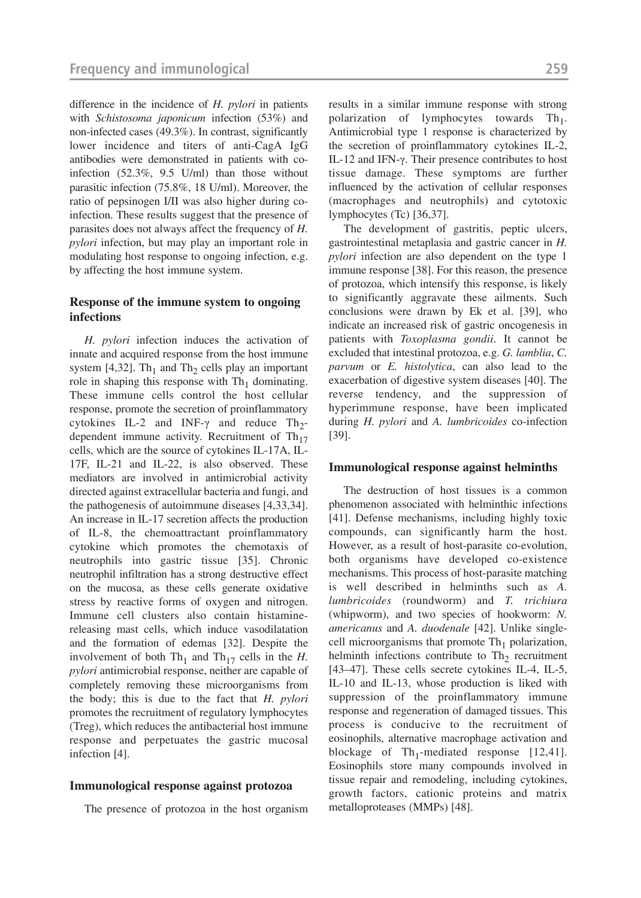difference in the incidence of *H. pylori* in patients with *Schistosoma japonicum* infection (53%) and non-infected cases (49.3%). In contrast, significantly lower incidence and titers of anti-CagA IgG antibodies were demonstrated in patients with co-infection (52.3%, 9.5 U/ml) than those without parasitic infection (75.8%, 18 U/ml). Moreover, the ratio of pepsinogen I/II was also higher during co-infection. These results suggest that the presence of parasites does not always affect the frequency of *H. pylori* infection, but may play an important role in modulating host response to ongoing infection, e.g. by affecting the host immune system.

### Response of the immune system to ongoing infections

*H. pylori* infection induces the activation of innate and acquired response from the host immune system [4,32]. $Th_1$ and $Th_2$ cells play an important role in shaping this response with $Th_1$ dominating. These immune cells control the host cellular response, promote the secretion of proinflammatory cytokines IL-2 and INF-γ and reduce $Th_2$-dependent immune activity. Recruitment of $Th_{17}$ cells, which are the source of cytokines IL-17A, IL-17F, IL-21 and IL-22, is also observed. These mediators are involved in antimicrobial activity directed against extracellular bacteria and fungi, and the pathogenesis of autoimmune diseases [4,33,34]. An increase in IL-17 secretion affects the production of IL-8, the chemoattractant proinflammatory cytokine which promotes the chemotaxis of neutrophils into gastric tissue [35]. Chronic neutrophil infiltration has a strong destructive effect on the mucosa, as these cells generate oxidative stress by reactive forms of oxygen and nitrogen. Immune cell clusters also contain histamine-releasing mast cells, which induce vasodilatation and the formation of edemas [32]. Despite the involvement of both $Th_1$ and $Th_{17}$ cells in the *H. pylori* antimicrobial response, neither are capable of completely removing these microorganisms from the body; this is due to the fact that *H. pylori* promotes the recruitment of regulatory lymphocytes (Treg), which reduces the antibacterial host immune response and perpetuates the gastric mucosal infection [4].

### Immunological response against protozoa

The presence of protozoa in the host organism results in a similar immune response with strong polarization of lymphocytes towards $Th_1$. Antimicrobial type 1 response is characterized by the secretion of proinflammatory cytokines IL-2, IL-12 and IFN-γ. Their presence contributes to host tissue damage. These symptoms are further influenced by the activation of cellular responses (macrophages and neutrophils) and cytotoxic lymphocytes (Tc) [36,37].

The development of gastritis, peptic ulcers, gastrointestinal metaplasia and gastric cancer in *H. pylori* infection are also dependent on the type 1 immune response [38]. For this reason, the presence of protozoa, which intensify this response, is likely to significantly aggravate these ailments. Such conclusions were drawn by Ek et al. [39], who indicate an increased risk of gastric oncogenesis in patients with *Toxoplasma gondii*. It cannot be excluded that intestinal protozoa, e.g. *G. lamblia*, *C. parvum* or *E. histolytica*, can also lead to the exacerbation of digestive system diseases [40]. The reverse tendency, and the suppression of hyperimmune response, have been implicated during *H. pylori* and *A. lumbricoides* co-infection [39].

### Immunological response against helminths

The destruction of host tissues is a common phenomenon associated with helminthic infections [41]. Defense mechanisms, including highly toxic compounds, can significantly harm the host. However, as a result of host-parasite co-evolution, both organisms have developed co-existence mechanisms. This process of host-parasite matching is well described in helminths such as *A. lumbricoides* (roundworm) and *T. trichiura* (whipworm), and two species of hookworm: *N. americanus* and *A. duodenale* [42]. Unlike single-cell microorganisms that promote $Th_1$ polarization, helminth infections contribute to $Th_2$ recruitment [43–47]. These cells secrete cytokines IL-4, IL-5, IL-10 and IL-13, whose production is liked with suppression of the proinflammatory immune response and regeneration of damaged tissues. This process is conducive to the recruitment of eosinophils, alternative macrophage activation and blockage of $Th_1$-mediated response [12,41]. Eosinophils store many compounds involved in tissue repair and remodeling, including cytokines, growth factors, cationic proteins and matrix metalloproteases (MMPs) [48].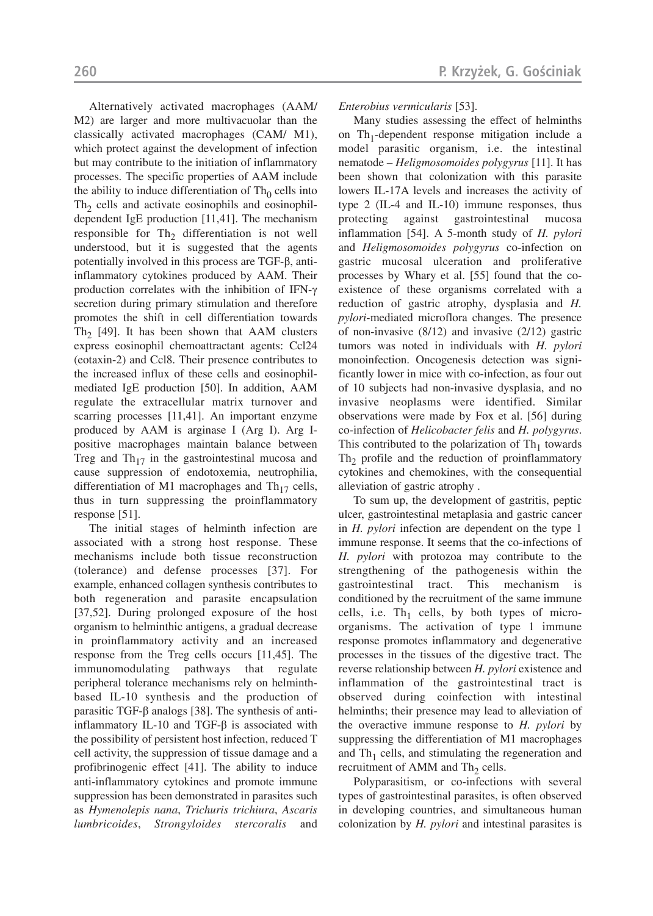Alternatively activated macrophages (AAM/ M2) are larger and more multivacuolar than the classically activated macrophages (CAM/ M1), which protect against the development of infection but may contribute to the initiation of inflammatory processes. The specific properties of AAM include the ability to induce differentiation of $Th_0$ cells into $Th_2$ cells and activate eosinophils and eosinophil-dependent IgE production [11,41]. The mechanism responsible for $Th_2$ differentiation is not well understood, but it is suggested that the agents potentially involved in this process are TGF-β, anti-inflammatory cytokines produced by AAM. Their production correlates with the inhibition of IFN-γ secretion during primary stimulation and therefore promotes the shift in cell differentiation towards $Th_2$ [49]. It has been shown that AAM clusters express eosinophil chemoattractant agents: Ccl24 (eotaxin-2) and Ccl8. Their presence contributes to the increased influx of these cells and eosinophil-mediated IgE production [50]. In addition, AAM regulate the extracellular matrix turnover and scarring processes [11,41]. An important enzyme produced by AAM is arginase I (Arg I). Arg I-positive macrophages maintain balance between Treg and $Th_{17}$ in the gastrointestinal mucosa and cause suppression of endotoxemia, neutrophilia, differentiation of M1 macrophages and $Th_{17}$ cells, thus in turn suppressing the proinflammatory response [51].

The initial stages of helminth infection are associated with a strong host response. These mechanisms include both tissue reconstruction (tolerance) and defense processes [37]. For example, enhanced collagen synthesis contributes to both regeneration and parasite encapsulation [37,52]. During prolonged exposure of the host organism to helminthic antigens, a gradual decrease in proinflammatory activity and an increased response from the Treg cells occurs [11,45]. The immunomodulating pathways that regulate peripheral tolerance mechanisms rely on helminth-based IL-10 synthesis and the production of parasitic TGF-β analogs [38]. The synthesis of anti-inflammatory IL-10 and TGF-β is associated with the possibility of persistent host infection, reduced T cell activity, the suppression of tissue damage and a profibrinogenic effect [41]. The ability to induce anti-inflammatory cytokines and promote immune suppression has been demonstrated in parasites such as *Hymenolepis nana*, *Trichuris trichiura*, *Ascaris lumbricoides*, *Strongyloides stercoralis* and *Enterobius vermicularis* [53].

Many studies assessing the effect of helminths on $Th_1$-dependent response mitigation include a model parasitic organism, i.e. the intestinal nematode – *Heligmosomoides polygyrus* [11]. It has been shown that colonization with this parasite lowers IL-17A levels and increases the activity of type 2 (IL-4 and IL-10) immune responses, thus protecting against gastrointestinal mucosa inflammation [54]. A 5-month study of *H. pylori* and *Heligmosomoides polygyrus* co-infection on gastric mucosal ulceration and proliferative processes by Whary et al. [55] found that the co-existence of these organisms correlated with a reduction of gastric atrophy, dysplasia and *H. pylori*-mediated microflora changes. The presence of non-invasive (8/12) and invasive (2/12) gastric tumors was noted in individuals with *H. pylori* monoinfection. Oncogenesis detection was significantly lower in mice with co-infection, as four out of 10 subjects had non-invasive dysplasia, and no invasive neoplasms were identified. Similar observations were made by Fox et al. [56] during co-infection of *Helicobacter felis* and *H. polygyrus*. This contributed to the polarization of $Th_1$ towards $Th_2$ profile and the reduction of proinflammatory cytokines and chemokines, with the consequential alleviation of gastric atrophy .

To sum up, the development of gastritis, peptic ulcer, gastrointestinal metaplasia and gastric cancer in *H. pylori* infection are dependent on the type 1 immune response. It seems that the co-infections of *H. pylori* with protozoa may contribute to the strengthening of the pathogenesis within the gastrointestinal tract. This mechanism is conditioned by the recruitment of the same immune cells, i.e. $Th_1$ cells, by both types of microorganisms. The activation of type 1 immune response promotes inflammatory and degenerative processes in the tissues of the digestive tract. The reverse relationship between *H. pylori* existence and inflammation of the gastrointestinal tract is observed during coinfection with intestinal helminths; their presence may lead to alleviation of the overactive immune response to *H. pylori* by suppressing the differentiation of M1 macrophages and $Th_1$ cells, and stimulating the regeneration and recruitment of AMM and $Th_2$ cells.

Polyparasitism, or co-infections with several types of gastrointestinal parasites, is often observed in developing countries, and simultaneous human colonization by *H. pylori* and intestinal parasites is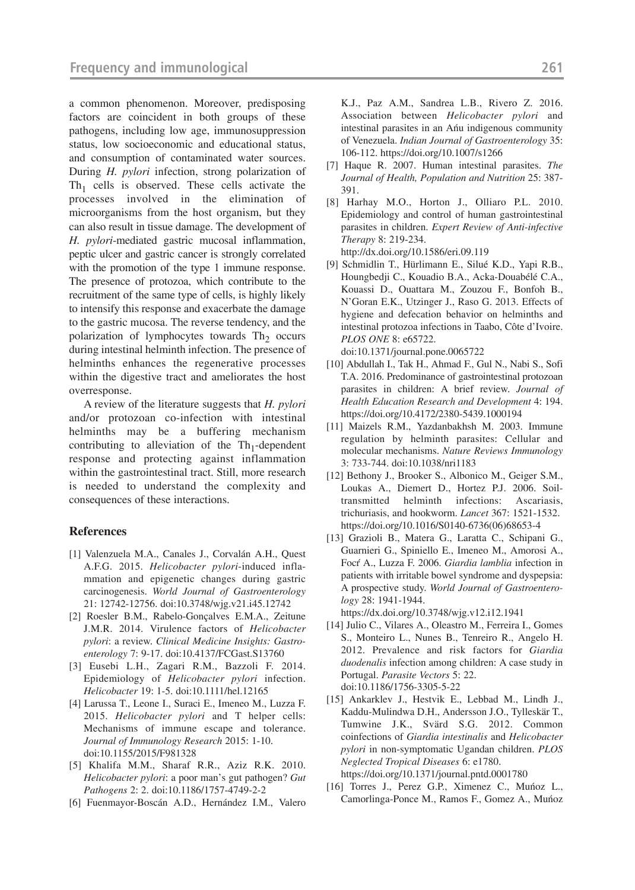a common phenomenon. Moreover, predisposing factors are coincident in both groups of these pathogens, including low age, immunosuppression status, low socioeconomic and educational status, and consumption of contaminated water sources. During *H. pylori* infection, strong polarization of $Th_1$ cells is observed. These cells activate the processes involved in the elimination of microorganisms from the host organism, but they can also result in tissue damage. The development of *H. pylori*-mediated gastric mucosal inflammation, peptic ulcer and gastric cancer is strongly correlated with the promotion of the type 1 immune response. The presence of protozoa, which contribute to the recruitment of the same type of cells, is highly likely to intensify this response and exacerbate the damage to the gastric mucosa. The reverse tendency, and the polarization of lymphocytes towards $Th_2$ occurs during intestinal helminth infection. The presence of helminths enhances the regenerative processes within the digestive tract and ameliorates the host overresponse.

A review of the literature suggests that *H. pylori* and/or protozoan co-infection with intestinal helminths may be a buffering mechanism contributing to alleviation of the $Th_1$-dependent response and protecting against inflammation within the gastrointestinal tract. Still, more research is needed to understand the complexity and consequences of these interactions.

## References

[1] Valenzuela M.A., Canales J., Corvalán A.H., Quest A.F.G. 2015. *Helicobacter pylori*-induced inflammation and epigenetic changes during gastric carcinogenesis. *World Journal of Gastroenterology* 21: 12742-12756. doi:10.3748/wjg.v21.i45.12742

[2] Roesler B.M., Rabelo-Gonçalves E.M.A., Zeitune J.M.R. 2014. Virulence factors of *Helicobacter pylori*: a review. *Clinical Medicine Insights: Gastroenterology* 7: 9-17. doi:10.4137/FCGast.S13760

[3] Eusebi L.H., Zagari R.M., Bazzoli F. 2014. Epidemiology of *Helicobacter pylori* infection. *Helicobacter* 19: 1-5. doi:10.1111/hel.12165

[4] Larussa T., Leone I., Suraci E., Imeneo M., Luzza F. 2015. *Helicobacter pylori* and T helper cells: Mechanisms of immune escape and tolerance. *Journal of Immunology Research* 2015: 1-10. doi:10.1155/2015/F981328

[5] Khalifa M.M., Sharaf R.R., Aziz R.K. 2010. *Helicobacter pylori*: a poor man's gut pathogen? *Gut Pathogens* 2: 2. doi:10.1186/1757-4749-2-2

[6] Fuenmayor-Boscán A.D., Hernández I.M., Valero K.J., Paz A.M., Sandrea L.B., Rivero Z. 2016. Association between *Helicobacter pylori* and intestinal parasites in an Añu indigenous community of Venezuela. *Indian Journal of Gastroenterology* 35: 106-112. https://doi.org/10.1007/s1266

[7] Haque R. 2007. Human intestinal parasites. *The Journal of Health, Population and Nutrition* 25: 387-391.

[8] Harhay M.O., Horton J., Olliaro P.L. 2010. Epidemiology and control of human gastrointestinal parasites in children. *Expert Review of Anti-infective Therapy* 8: 219-234. http://dx.doi.org/10.1586/eri.09.119

[9] Schmidlin T., Hürlimann E., Silué K.D., Yapi R.B., Houngbedji C., Kouadio B.A., Acka-Douabélé C.A., Kouassi D., Ouattara M., Zouzou F., Bonfoh B., N'Goran E.K., Utzinger J., Raso G. 2013. Effects of hygiene and defecation behavior on helminths and intestinal protozoa infections in Taabo, Côte d'Ivoire. *PLOS ONE* 8: e65722. doi:10.1371/journal.pone.0065722

[10] Abdullah I., Tak H., Ahmad F., Gul N., Nabi S., Sofi T.A. 2016. Predominance of gastrointestinal protozoan parasites in children: A brief review. *Journal of Health Education Research and Development* 4: 194. https://doi.org/10.4172/2380-5439.1000194

[11] Maizels R.M., Yazdanbakhsh M. 2003. Immune regulation by helminth parasites: Cellular and molecular mechanisms. *Nature Reviews Immunology* 3: 733-744. doi:10.1038/nri1183

[12] Bethony J., Brooker S., Albonico M., Geiger S.M., Loukas A., Diemert D., Hortez P.J. 2006. Soil-transmitted helminth infections: Ascariasis, trichuriasis, and hookworm. *Lancet* 367: 1521-1532. https://doi.org/10.1016/S0140-6736(06)68653-4

[13] Grazioli B., Matera G., Laratta C., Schipani G., Guarnieri G., Spiniello E., Imeneo M., Amorosi A., Focŕ A., Luzza F. 2006. *Giardia lamblia* infection in patients with irritable bowel syndrome and dyspepsia: A prospective study. *World Journal of Gastroenterology* 28: 1941-1944. https://dx.doi.org/10.3748/wjg.v12.i12.1941

[14] Julio C., Vilares A., Oleastro M., Ferreira I., Gomes S., Monteiro L., Nunes B., Tenreiro R., Angelo H. 2012. Prevalence and risk factors for *Giardia duodenalis* infection among children: A case study in Portugal. *Parasite Vectors* 5: 22. doi:10.1186/1756-3305-5-22

[15] Ankarklev J., Hestvik E., Lebbad M., Lindh J., Kaddu-Mulindwa D.H., Andersson J.O., Tylleskär T., Tumwine J.K., Svärd S.G. 2012. Common coinfections of *Giardia intestinalis* and *Helicobacter pylori* in non-symptomatic Ugandan children. *PLOS Neglected Tropical Diseases* 6: e1780. https://doi.org/10.1371/journal.pntd.0001780

[16] Torres J., Perez G.P., Ximenez C., Muńoz L., Camorlinga-Ponce M., Ramos F., Gomez A., Muńoz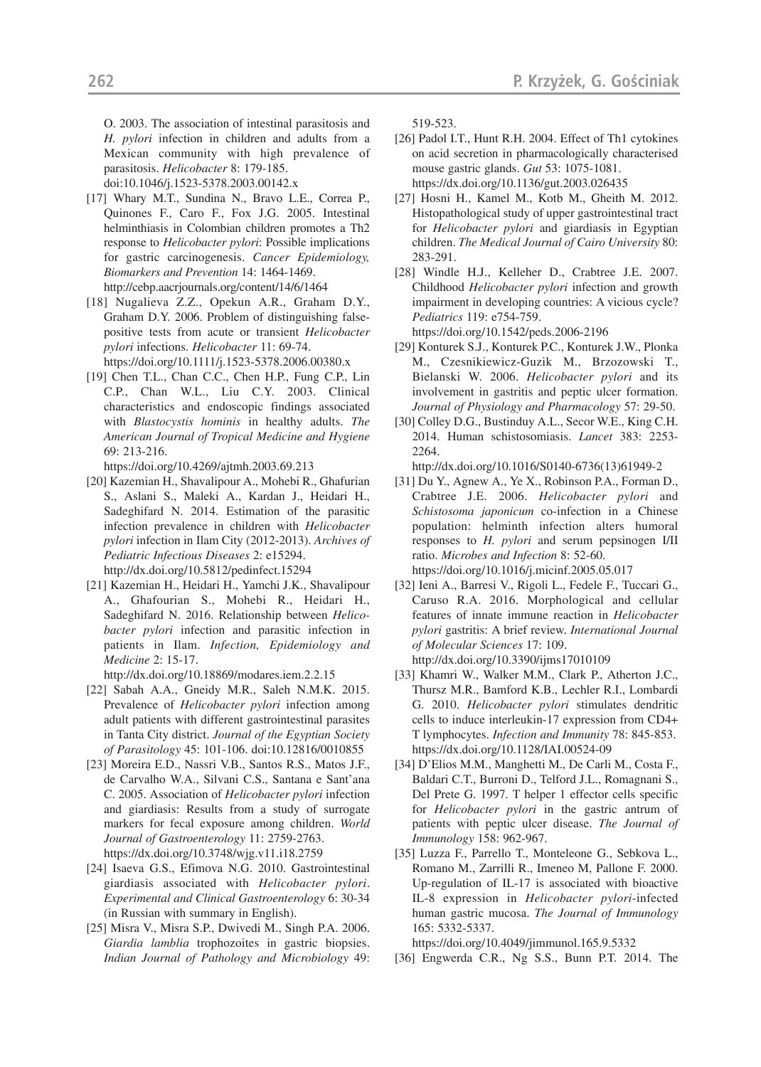O. 2003. The association of intestinal parasitosis and *H. pylori* infection in children and adults from a Mexican community with high prevalence of parasitosis. *Helicobacter* 8: 179-185. doi:10.1046/j.1523-5378.2003.00142.x

[17] Whary M.T., Sundina N., Bravo L.E., Correa P., Quinones F., Caro F., Fox J.G. 2005. Intestinal helminthiasis in Colombian children promotes a Th2 response to *Helicobacter pylori*: Possible implications for gastric carcinogenesis. *Cancer Epidemiology, Biomarkers and Prevention* 14: 1464-1469. http://cebp.aacrjournals.org/content/14/6/1464

[18] Nugalieva Z.Z., Opekun A.R., Graham D.Y., Graham D.Y. 2006. Problem of distinguishing false-positive tests from acute or transient *Helicobacter pylori* infections. *Helicobacter* 11: 69-74. https://doi.org/10.1111/j.1523-5378.2006.00380.x

[19] Chen T.L., Chan C.C., Chen H.P., Fung C.P., Lin C.P., Chan W.L., Liu C.Y. 2003. Clinical characteristics and endoscopic findings associated with *Blastocystis hominis* in healthy adults. *The American Journal of Tropical Medicine and Hygiene* 69: 213-216. https://doi.org/10.4269/ajtmh.2003.69.213

[20] Kazemian H., Shavalipour A., Mohebi R., Ghafurian S., Aslani S., Maleki A., Kardan J., Heidari H., Sadeghifard N. 2014. Estimation of the parasitic infection prevalence in children with *Helicobacter pylori* infection in Ilam City (2012-2013). *Archives of Pediatric Infectious Diseases* 2: e15294. http://dx.doi.org/10.5812/pedinfect.15294

[21] Kazemian H., Heidari H., Yamchi J.K., Shavalipour A., Ghafourian S., Mohebi R., Heidari H., Sadeghifard N. 2016. Relationship between *Helicobacter pylori* infection and parasitic infection in patients in Ilam. *Infection, Epidemiology and Medicine* 2: 15-17. http://dx.doi.org/10.18869/modares.iem.2.2.15

[22] Sabah A.A., Gneidy M.R., Saleh N.M.K. 2015. Prevalence of *Helicobacter pylori* infection among adult patients with different gastrointestinal parasites in Tanta City district. *Journal of the Egyptian Society of Parasitology* 45: 101-106. doi:10.12816/0010855

[23] Moreira E.D., Nassri V.B., Santos R.S., Matos J.F., de Carvalho W.A., Silvani C.S., Santana e Sant'ana C. 2005. Association of *Helicobacter pylori* infection and giardiasis: Results from a study of surrogate markers for fecal exposure among children. *World Journal of Gastroenterology* 11: 2759-2763. https://dx.doi.org/10.3748/wjg.v11.i18.2759

[24] Isaeva G.S., Efimova N.G. 2010. Gastrointestinal giardiasis associated with *Helicobacter pylori*. *Experimental and Clinical Gastroenterology* 6: 30-34 (in Russian with summary in English).

[25] Misra V., Misra S.P., Dwivedi M., Singh P.A. 2006. *Giardia lamblia* trophozoites in gastric biopsies. *Indian Journal of Pathology and Microbiology* 49: 519-523.

[26] Padol I.T., Hunt R.H. 2004. Effect of Th1 cytokines on acid secretion in pharmacologically characterised mouse gastric glands. *Gut* 53: 1075-1081. https://dx.doi.org/10.1136/gut.2003.026435

[27] Hosni H., Kamel M., Kotb M., Gheith M. 2012. Histopathological study of upper gastrointestinal tract for *Helicobacter pylori* and giardiasis in Egyptian children. *The Medical Journal of Cairo University* 80: 283-291.

[28] Windle H.J., Kelleher D., Crabtree J.E. 2007. Childhood *Helicobacter pylori* infection and growth impairment in developing countries: A vicious cycle? *Pediatrics* 119: e754-759. https://doi.org/10.1542/peds.2006-2196

[29] Konturek S.J., Konturek P.C., Konturek J.W., Plonka M., Czesnikiewicz-Guzik M., Brzozowski T., Bielanski W. 2006. *Helicobacter pylori* and its involvement in gastritis and peptic ulcer formation. *Journal of Physiology and Pharmacology* 57: 29-50.

[30] Colley D.G., Bustinduy A.L., Secor W.E., King C.H. 2014. Human schistosomiasis. *Lancet* 383: 2253-2264. http://dx.doi.org/10.1016/S0140-6736(13)61949-2

[31] Du Y., Agnew A., Ye X., Robinson P.A., Forman D., Crabtree J.E. 2006. *Helicobacter pylori* and *Schistosoma japonicum* co-infection in a Chinese population: helminth infection alters humoral responses to *H. pylori* and serum pepsinogen I/II ratio. *Microbes and Infection* 8: 52-60. https://doi.org/10.1016/j.micinf.2005.05.017

[32] Ieni A., Barresi V., Rigoli L., Fedele F., Tuccari G., Caruso R.A. 2016. Morphological and cellular features of innate immune reaction in *Helicobacter pylori* gastritis: A brief review. *International Journal of Molecular Sciences* 17: 109. http://dx.doi.org/10.3390/ijms17010109

[33] Khamri W., Walker M.M., Clark P., Atherton J.C., Thursz M.R., Bamford K.B., Lechler R.I., Lombardi G. 2010. *Helicobacter pylori* stimulates dendritic cells to induce interleukin-17 expression from CD4+ T lymphocytes. *Infection and Immunity* 78: 845-853. https://dx.doi.org/10.1128/IAI.00524-09

[34] D'Elios M.M., Manghetti M., De Carli M., Costa F., Baldari C.T., Burroni D., Telford J.L., Romagnani S., Del Prete G. 1997. T helper 1 effector cells specific for *Helicobacter pylori* in the gastric antrum of patients with peptic ulcer disease. *The Journal of Immunology* 158: 962-967.

[35] Luzza F., Parrello T., Monteleone G., Sebkova L., Romano M., Zarrilli R., Imeneo M, Pallone F. 2000. Up-regulation of IL-17 is associated with bioactive IL-8 expression in *Helicobacter pylori*-infected human gastric mucosa. *The Journal of Immunology* 165: 5332-5337. https://doi.org/10.4049/jimmunol.165.9.5332

[36] Engwerda C.R., Ng S.S., Bunn P.T. 2014. The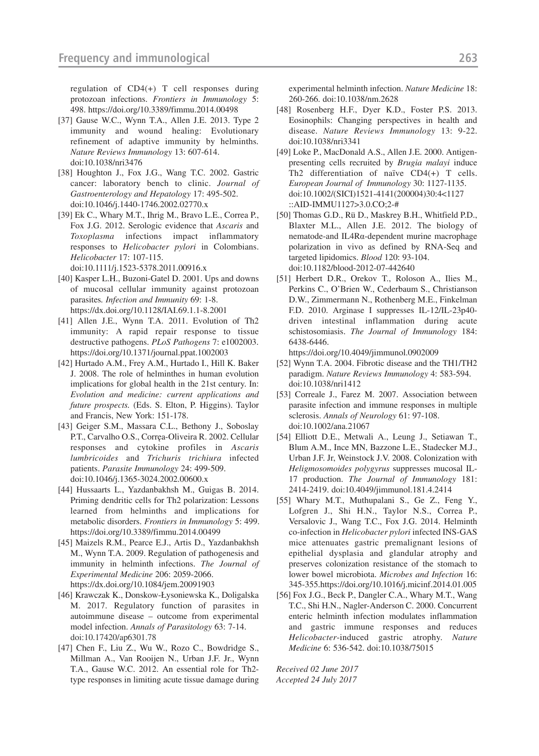regulation of CD4(+) T cell responses during protozoan infections. *Frontiers in Immunology* 5: 498. https://doi.org/10.3389/fimmu.2014.00498

[37] Gause W.C., Wynn T.A., Allen J.E. 2013. Type 2 immunity and wound healing: Evolutionary refinement of adaptive immunity by helminths. *Nature Reviews Immunology* 13: 607-614. doi:10.1038/nri3476

[38] Houghton J., Fox J.G., Wang T.C. 2002. Gastric cancer: laboratory bench to clinic. *Journal of Gastroenterology and Hepatology* 17: 495-502. doi:10.1046/j.1440-1746.2002.02770.x

[39] Ek C., Whary M.T., Ihrig M., Bravo L.E., Correa P., Fox J.G. 2012. Serologic evidence that *Ascaris* and *Toxoplasma* infections impact inflammatory responses to *Helicobacter pylori* in Colombians. *Helicobacter* 17: 107-115. doi:10.1111/j.1523-5378.2011.00916.x

[40] Kasper L.H., Buzoni-Gatel D. 2001. Ups and downs of mucosal cellular immunity against protozoan parasites. *Infection and Immunity* 69: 1-8. https://dx.doi.org/10.1128/IAI.69.1.1-8.2001

[41] Allen J.E., Wynn T.A. 2011. Evolution of Th2 immunity: A rapid repair response to tissue destructive pathogens. *PLoS Pathogens* 7: e1002003. https://doi.org/10.1371/journal.ppat.1002003

[42] Hurtado A.M., Frey A.M., Hurtado I., Hill K. Baker J. 2008. The role of helminthes in human evolution implications for global health in the 21st century. In: *Evolution and medicine: current applications and future prospects.* (Eds. S. Elton, P. Higgins). Taylor and Francis, New York: 151-178.

[43] Geiger S.M., Massara C.L., Bethony J., Soboslay P.T., Carvalho O.S., Corręa-Oliveira R. 2002. Cellular responses and cytokine profiles in *Ascaris lumbricoides* and *Trichuris trichiura* infected patients. *Parasite Immunology* 24: 499-509. doi:10.1046/j.1365-3024.2002.00600.x

[44] Hussaarts L., Yazdanbakhsh M., Guigas B. 2014. Priming dendritic cells for Th2 polarization: Lessons learned from helminths and implications for metabolic disorders. *Frontiers in Immunology* 5: 499. https://doi.org/10.3389/fimmu.2014.00499

[45] Maizels R.M., Pearce E.J., Artis D., Yazdanbakhsh M., Wynn T.A. 2009. Regulation of pathogenesis and immunity in helminth infections. *The Journal of Experimental Medicine* 206: 2059-2066. https://dx.doi.org/10.1084/jem.20091903

[46] Krawczak K., Donskow-Łysoniewska K., Doligalska M. 2017. Regulatory function of parasites in autoimmune disease – outcome from experimental model infection. *Annals of Parasitology* 63: 7-14. doi:10.17420/ap6301.78

[47] Chen F., Liu Z., Wu W., Rozo C., Bowdridge S., Millman A., Van Rooijen N., Urban J.F. Jr., Wynn T.A., Gause W.C. 2012. An essential role for Th2-type responses in limiting acute tissue damage during experimental helminth infection. *Nature Medicine* 18: 260-266. doi:10.1038/nm.2628

[48] Rosenberg H.F., Dyer K.D., Foster P.S. 2013. Eosinophils: Changing perspectives in health and disease. *Nature Reviews Immunology* 13: 9-22. doi:10.1038/nri3341

[49] Loke P., MacDonald A.S., Allen J.E. 2000. Antigen-presenting cells recruited by *Brugia malayi* induce Th2 differentiation of naïve CD4(+) T cells. *European Journal of Immunology* 30: 1127-1135. doi:10.1002/(SICI)1521-4141(200004)30:4<1127::AID-IMMU1127>3.0.CO;2-#

[50] Thomas G.D., Rü D., Maskrey B.H., Whitfield P.D., Blaxter M.L., Allen J.E. 2012. The biology of nematode-and IL4Rα-dependent murine macrophage polarization in vivo as defined by RNA-Seq and targeted lipidomics. *Blood* 120: 93-104. doi:10.1182/blood-2012-07-442640

[51] Herbert D.R., Orekov T., Roloson A., Ilies M., Perkins C., O'Brien W., Cederbaum S., Christianson D.W., Zimmermann N., Rothenberg M.E., Finkelman F.D. 2010. Arginase I suppresses IL-12/IL-23p40-driven intestinal inflammation during acute schistosomiasis. *The Journal of Immunology* 184: 6438-6446. https://doi.org/10.4049/jimmunol.0902009

[52] Wynn T.A. 2004. Fibrotic disease and the TH1/TH2 paradigm. *Nature Reviews Immunology* 4: 583-594. doi:10.1038/nri1412

[53] Correale J., Farez M. 2007. Association between parasite infection and immune responses in multiple sclerosis. *Annals of Neurology* 61: 97-108. doi:10.1002/ana.21067

[54] Elliott D.E., Metwali A., Leung J., Setiawan T., Blum A.M., Ince MN, Bazzone L.E., Stadecker M.J., Urban J.F. Jr, Weinstock J.V. 2008. Colonization with *Heligmosomoides polygyrus* suppresses mucosal IL-17 production. *The Journal of Immunology* 181: 2414-2419. doi:10.4049/jimmunol.181.4.2414

[55] Whary M.T., Muthupalani S., Ge Z., Feng Y., Lofgren J., Shi H.N., Taylor N.S., Correa P., Versalovic J., Wang T.C., Fox J.G. 2014. Helminth co-infection in *Helicobacter pylori* infected INS-GAS mice attenuates gastric premalignant lesions of epithelial dysplasia and glandular atrophy and preserves colonization resistance of the stomach to lower bowel microbiota. *Microbes and Infection* 16: 345-355.https://doi.org/10.1016/j.micinf.2014.01.005

[56] Fox J.G., Beck P., Dangler C.A., Whary M.T., Wang T.C., Shi H.N., Nagler-Anderson C. 2000. Concurrent enteric helminth infection modulates inflammation and gastric immune responses and reduces *Helicobacter*-induced gastric atrophy. *Nature Medicine* 6: 536-542. doi:10.1038/75015

*Received 02 June 2017*
*Accepted 24 July 2017*